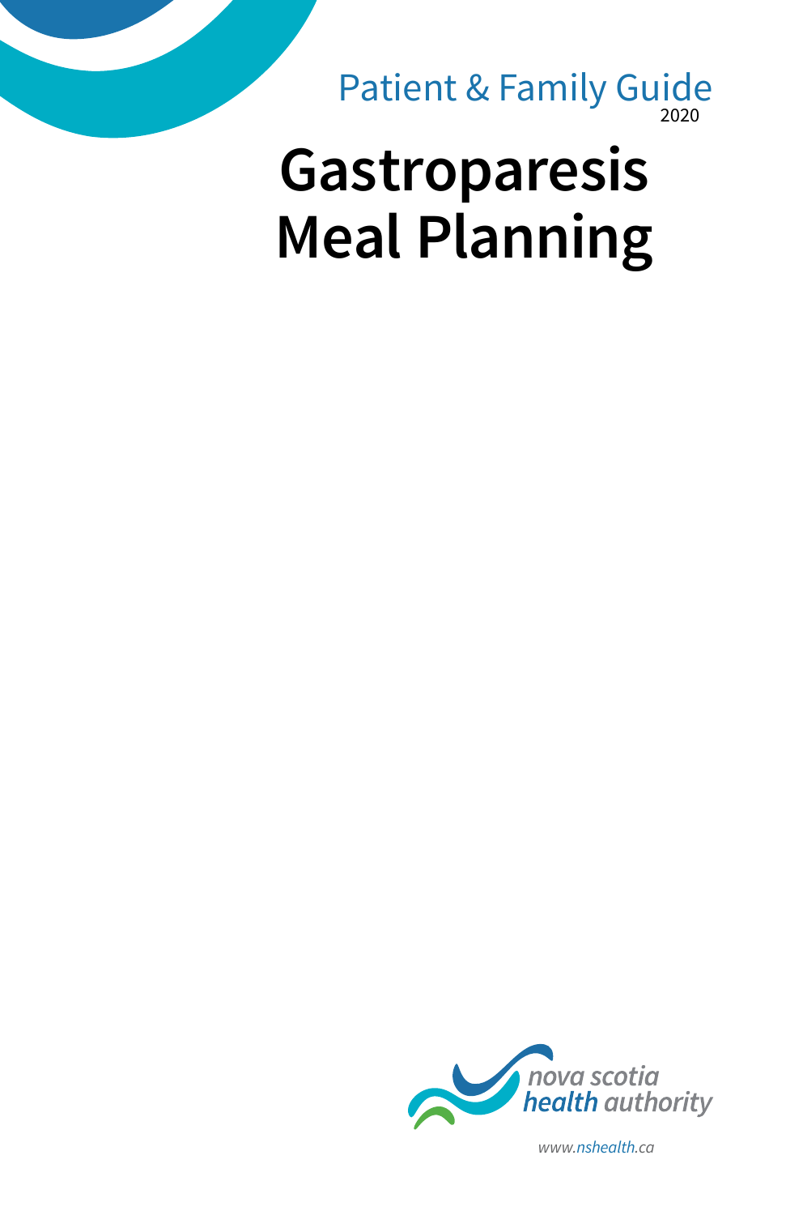Patient & Family Guide
2020

# Gastroparesis Meal Planning

nova scotia
health authority

www.nshealth.ca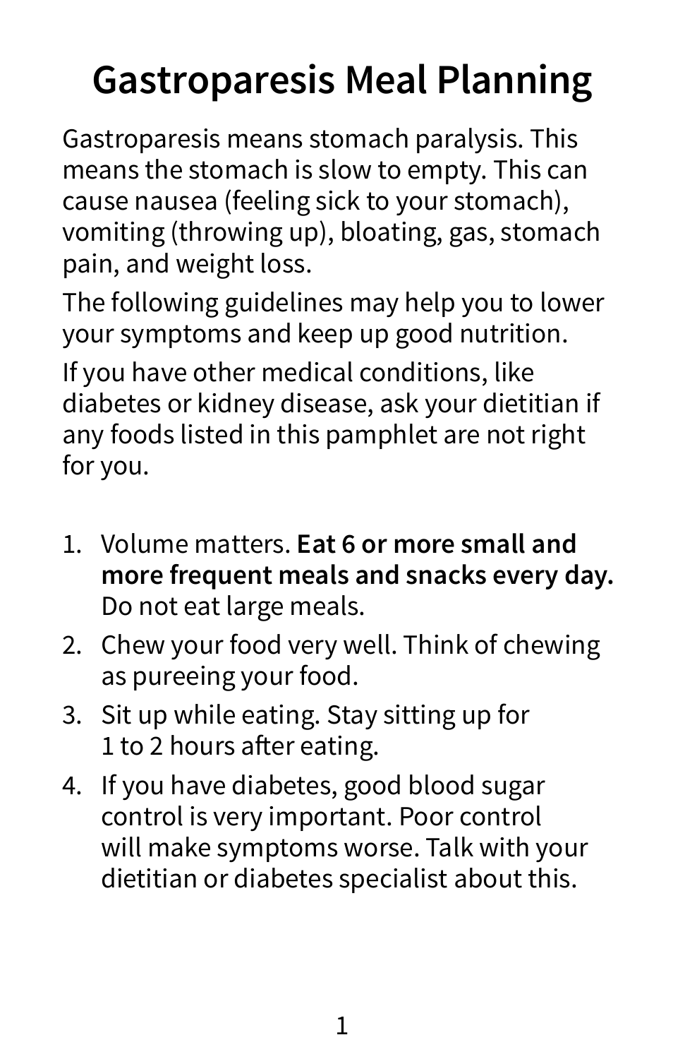# Gastroparesis Meal Planning

Gastroparesis means stomach paralysis. This means the stomach is slow to empty. This can cause nausea (feeling sick to your stomach), vomiting (throwing up), bloating, gas, stomach pain, and weight loss.

The following guidelines may help you to lower your symptoms and keep up good nutrition.

If you have other medical conditions, like diabetes or kidney disease, ask your dietitian if any foods listed in this pamphlet are not right for you.

1. Volume matters. **Eat 6 or more small and more frequent meals and snacks every day.** Do not eat large meals.
2. Chew your food very well. Think of chewing as pureeing your food.
3. Sit up while eating. Stay sitting up for 1 to 2 hours after eating.
4. If you have diabetes, good blood sugar control is very important. Poor control will make symptoms worse. Talk with your dietitian or diabetes specialist about this.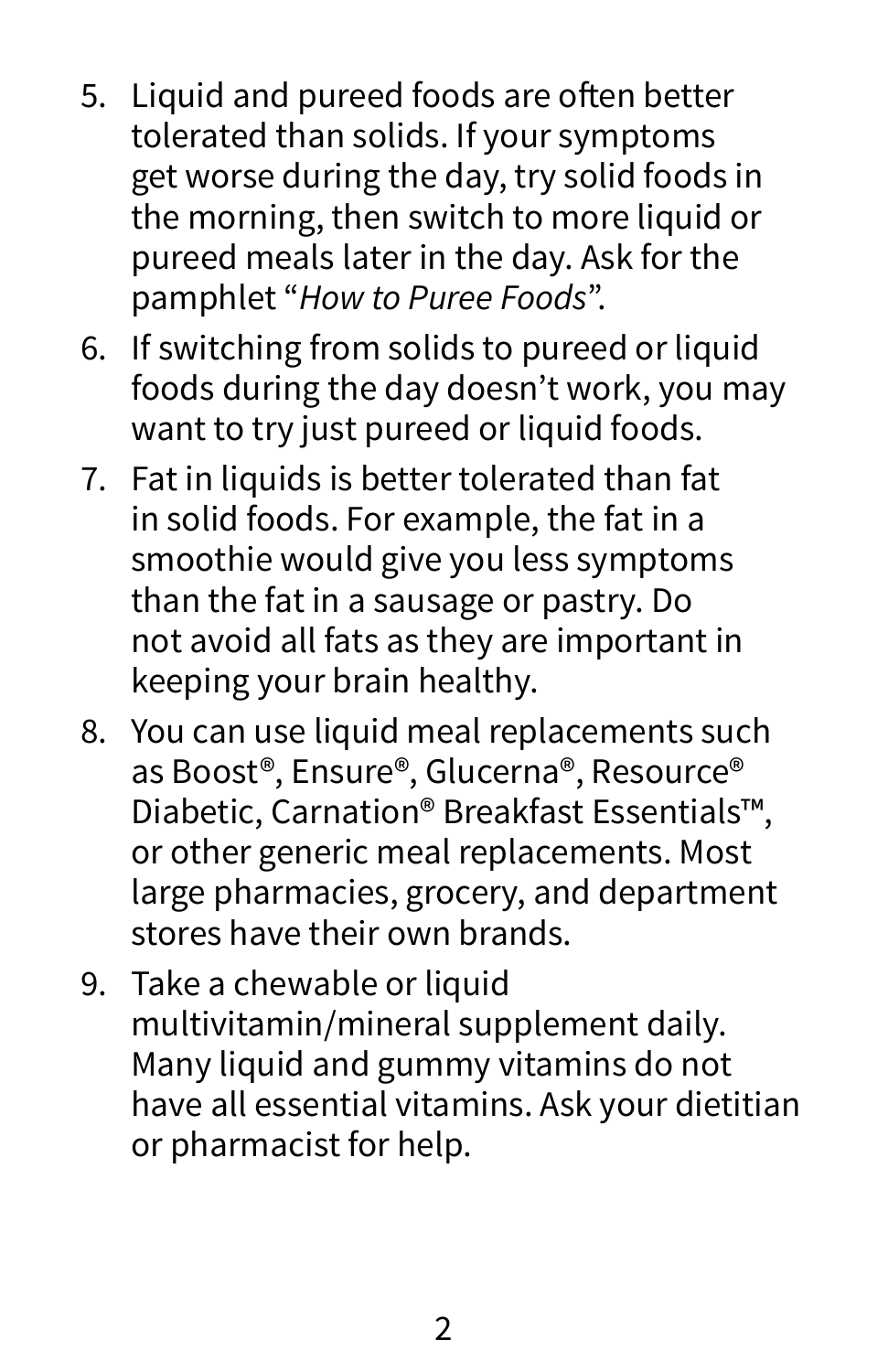5. Liquid and pureed foods are often better tolerated than solids. If your symptoms get worse during the day, try solid foods in the morning, then switch to more liquid or pureed meals later in the day. Ask for the pamphlet "*How to Puree Foods*".
6. If switching from solids to pureed or liquid foods during the day doesn't work, you may want to try just pureed or liquid foods.
7. Fat in liquids is better tolerated than fat in solid foods. For example, the fat in a smoothie would give you less symptoms than the fat in a sausage or pastry. Do not avoid all fats as they are important in keeping your brain healthy.
8. You can use liquid meal replacements such as Boost®, Ensure®, Glucerna®, Resource® Diabetic, Carnation® Breakfast Essentials™, or other generic meal replacements. Most large pharmacies, grocery, and department stores have their own brands.
9. Take a chewable or liquid multivitamin/mineral supplement daily. Many liquid and gummy vitamins do not have all essential vitamins. Ask your dietitian or pharmacist for help.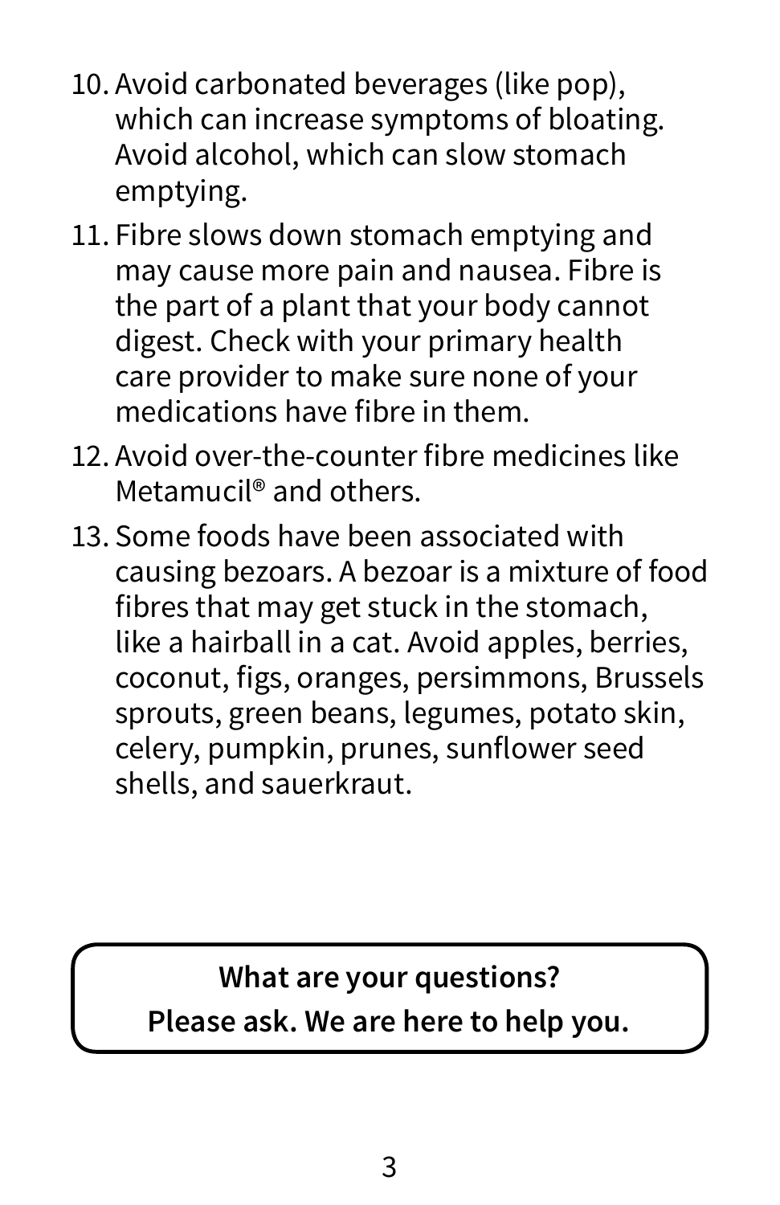10. Avoid carbonated beverages (like pop), which can increase symptoms of bloating. Avoid alcohol, which can slow stomach emptying.
11. Fibre slows down stomach emptying and may cause more pain and nausea. Fibre is the part of a plant that your body cannot digest. Check with your primary health care provider to make sure none of your medications have fibre in them.
12. Avoid over-the-counter fibre medicines like Metamucil® and others.
13. Some foods have been associated with causing bezoars. A bezoar is a mixture of food fibres that may get stuck in the stomach, like a hairball in a cat. Avoid apples, berries, coconut, figs, oranges, persimmons, Brussels sprouts, green beans, legumes, potato skin, celery, pumpkin, prunes, sunflower seed shells, and sauerkraut.

**What are your questions?**
**Please ask. We are here to help you.**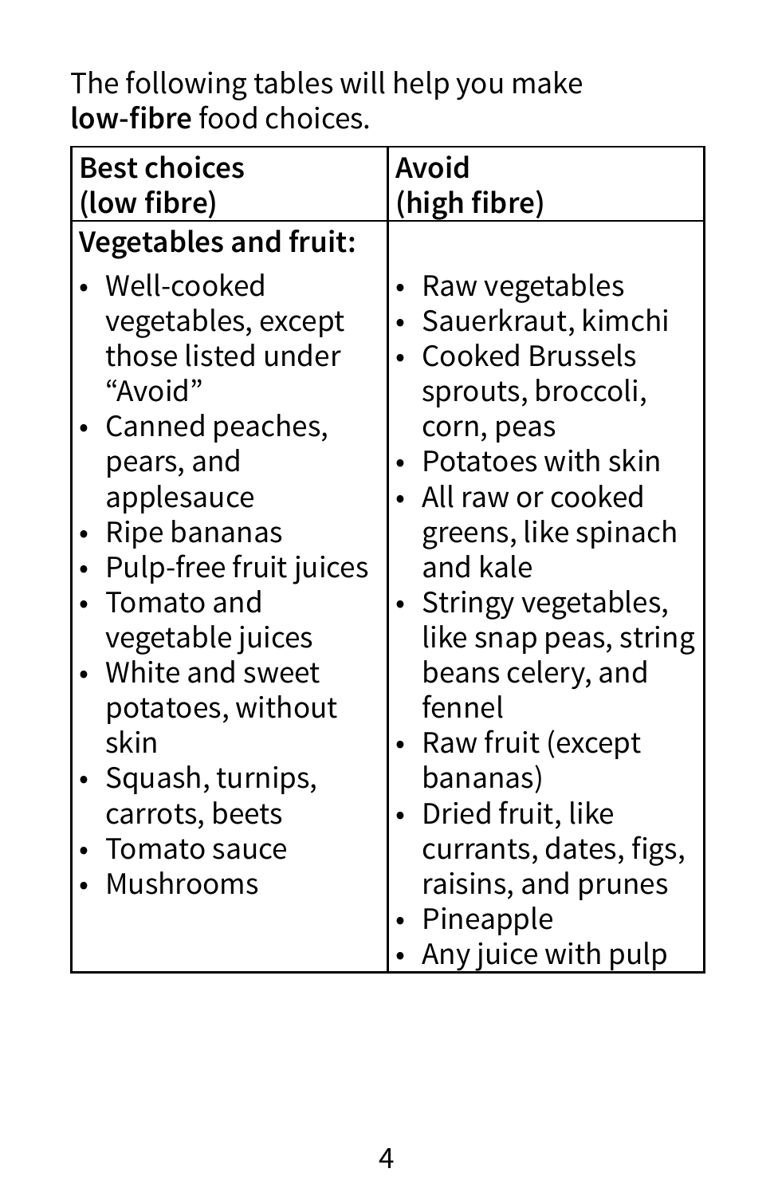The following tables will help you make **low-fibre** food choices.

| **Best choices (low fibre)** | **Avoid (high fibre)** |
|---|---|
| **Vegetables and fruit:** | |
| • Well-cooked vegetables, except those listed under "Avoid"<br>• Canned peaches, pears, and applesauce<br>• Ripe bananas<br>• Pulp-free fruit juices<br>• Tomato and vegetable juices<br>• White and sweet potatoes, without skin<br>• Squash, turnips, carrots, beets<br>• Tomato sauce<br>• Mushrooms | • Raw vegetables<br>• Sauerkraut, kimchi<br>• Cooked Brussels sprouts, broccoli, corn, peas<br>• Potatoes with skin<br>• All raw or cooked greens, like spinach and kale<br>• Stringy vegetables, like snap peas, string beans celery, and fennel<br>• Raw fruit (except bananas)<br>• Dried fruit, like currants, dates, figs, raisins, and prunes<br>• Pineapple<br>• Any juice with pulp |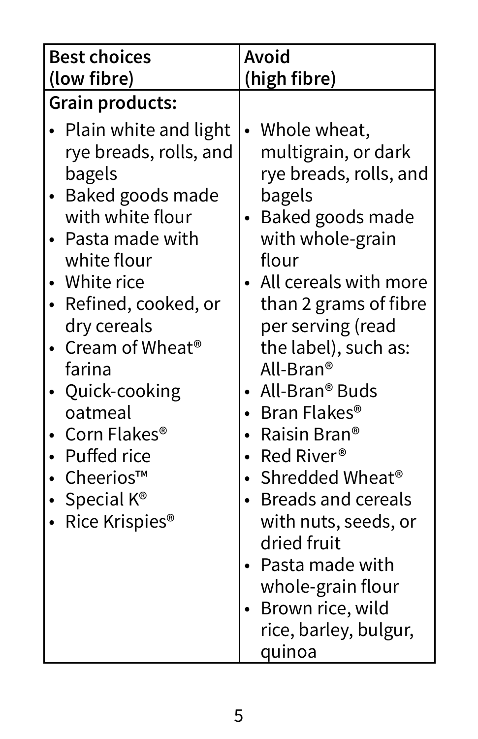| Best choices (low fibre) | Avoid (high fibre) |
|---|---|
| **Grain products:** | |
| • Plain white and light rye breads, rolls, and bagels<br>• Baked goods made with white flour<br>• Pasta made with white flour<br>• White rice<br>• Refined, cooked, or dry cereals<br>• Cream of Wheat® farina<br>• Quick-cooking oatmeal<br>• Corn Flakes®<br>• Puffed rice<br>• Cheerios™<br>• Special K®<br>• Rice Krispies® | • Whole wheat, multigrain, or dark rye breads, rolls, and bagels<br>• Baked goods made with whole-grain flour<br>• All cereals with more than 2 grams of fibre per serving (read the label), such as: All-Bran®<br>• All-Bran® Buds<br>• Bran Flakes®<br>• Raisin Bran®<br>• Red River®<br>• Shredded Wheat®<br>• Breads and cereals with nuts, seeds, or dried fruit<br>• Pasta made with whole-grain flour<br>• Brown rice, wild rice, barley, bulgur, quinoa |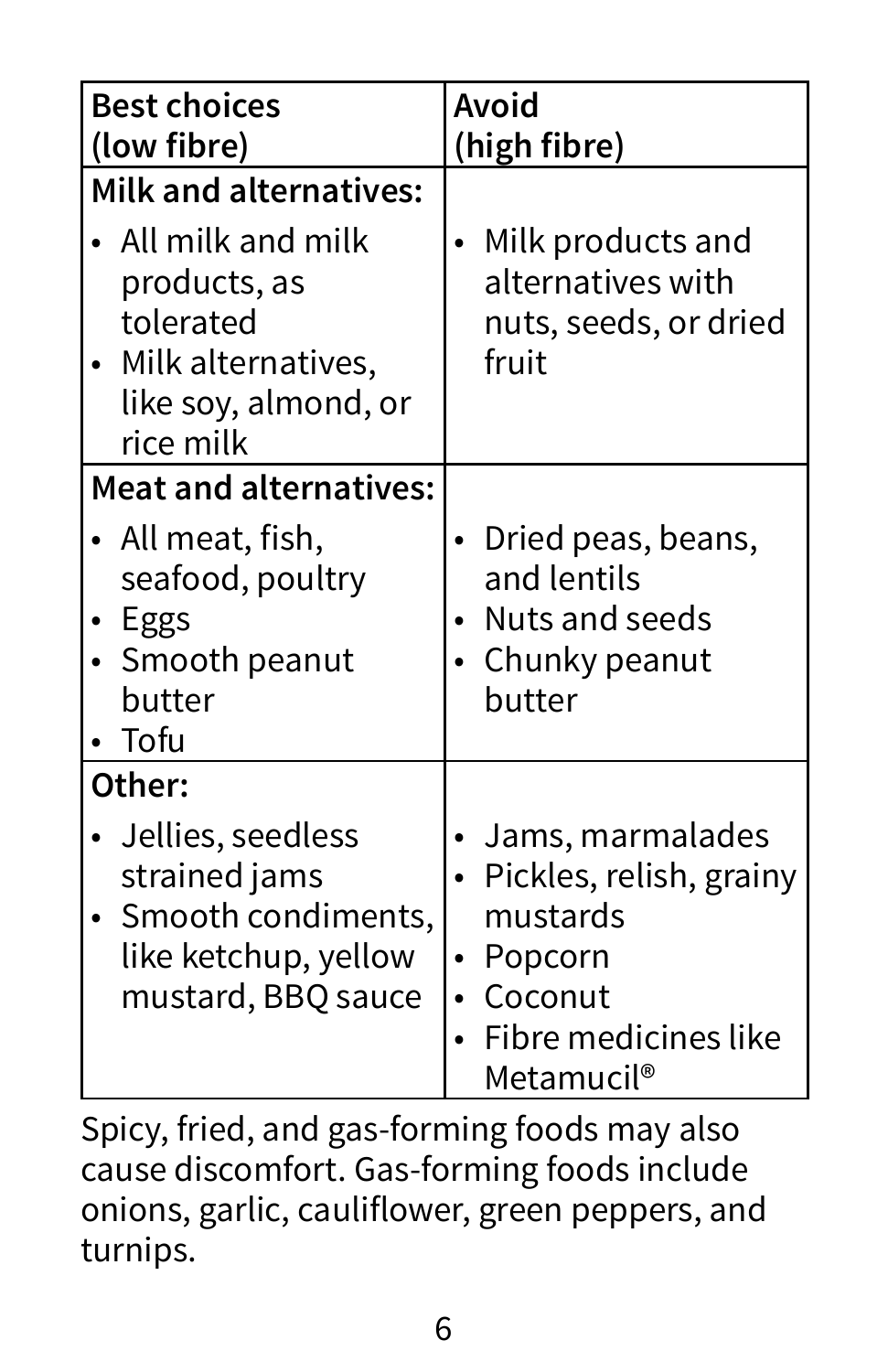| Best choices (low fibre) | Avoid (high fibre) |
| --- | --- |
| **Milk and alternatives:** | |
| • All milk and milk products, as tolerated<br>• Milk alternatives, like soy, almond, or rice milk | • Milk products and alternatives with nuts, seeds, or dried fruit |
| **Meat and alternatives:** | |
| • All meat, fish, seafood, poultry<br>• Eggs<br>• Smooth peanut butter<br>• Tofu | • Dried peas, beans, and lentils<br>• Nuts and seeds<br>• Chunky peanut butter |
| **Other:** | |
| • Jellies, seedless strained jams<br>• Smooth condiments, like ketchup, yellow mustard, BBQ sauce | • Jams, marmalades<br>• Pickles, relish, grainy mustards<br>• Popcorn<br>• Coconut<br>• Fibre medicines like Metamucil® |

Spicy, fried, and gas-forming foods may also cause discomfort. Gas-forming foods include onions, garlic, cauliflower, green peppers, and turnips.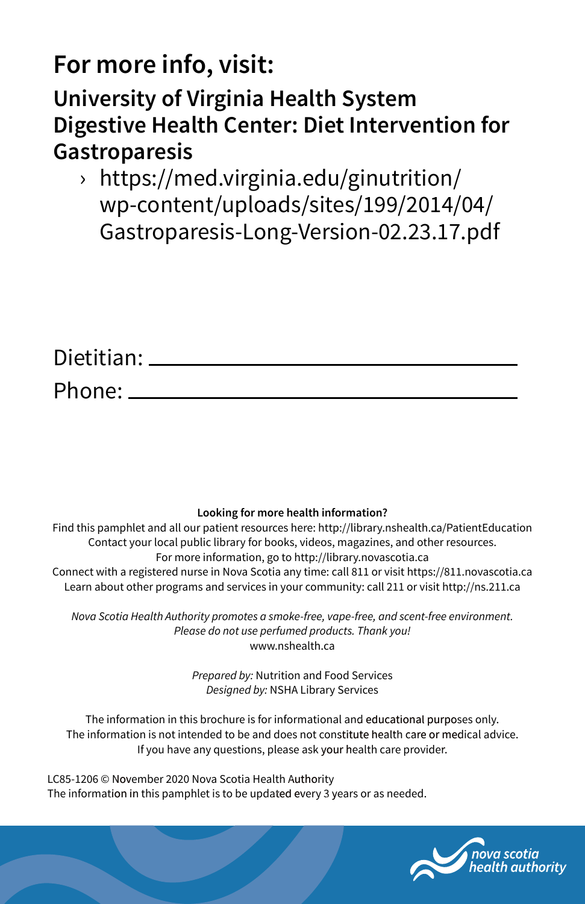# For more info, visit:

## University of Virginia Health System Digestive Health Center: Diet Intervention for Gastroparesis

- https://med.virginia.edu/ginutrition/wp-content/uploads/sites/199/2014/04/Gastroparesis-Long-Version-02.23.17.pdf

Dietitian: ______________________________

Phone: ______________________________

**Looking for more health information?**

Find this pamphlet and all our patient resources here: http://library.nshealth.ca/PatientEducation
Contact your local public library for books, videos, magazines, and other resources.
For more information, go to http://library.novascotia.ca
Connect with a registered nurse in Nova Scotia any time: call 811 or visit https://811.novascotia.ca
Learn about other programs and services in your community: call 211 or visit http://ns.211.ca

*Nova Scotia Health Authority promotes a smoke-free, vape-free, and scent-free environment. Please do not use perfumed products. Thank you!*
www.nshealth.ca

*Prepared by:* Nutrition and Food Services
*Designed by:* NSHA Library Services

The information in this brochure is for informational and educational purposes only.
The information is not intended to be and does not constitute health care or medical advice.
If you have any questions, please ask your health care provider.

LC85-1206 © November 2020 Nova Scotia Health Authority
The information in this pamphlet is to be updated every 3 years or as needed.

nova scotia health authority